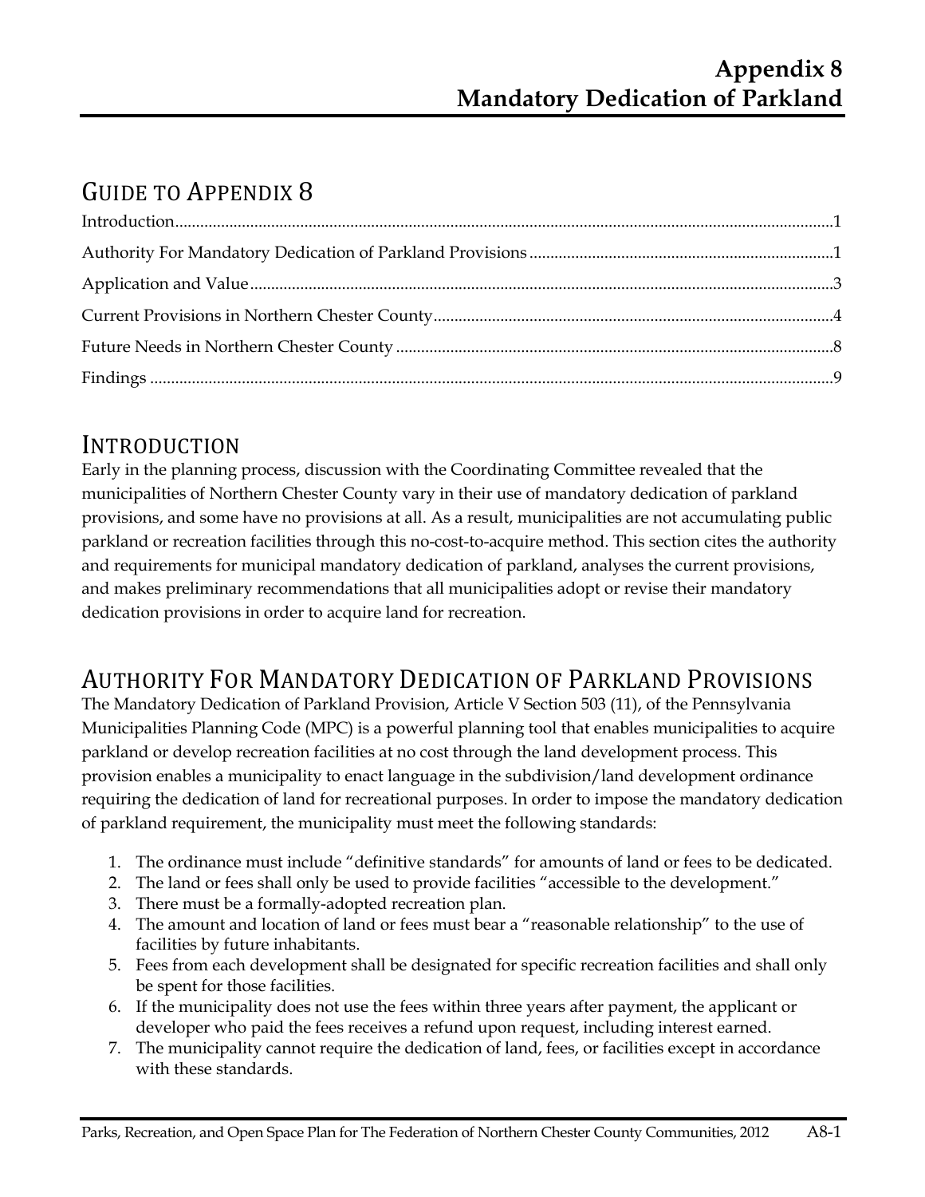# Appendix 8
# Mandatory Dedication of Parkland

## Guide to Appendix 8

Introduction....1
Authority For Mandatory Dedication of Parkland Provisions....1
Application and Value....3
Current Provisions in Northern Chester County....4
Future Needs in Northern Chester County....8
Findings....9

## Introduction

Early in the planning process, discussion with the Coordinating Committee revealed that the municipalities of Northern Chester County vary in their use of mandatory dedication of parkland provisions, and some have no provisions at all. As a result, municipalities are not accumulating public parkland or recreation facilities through this no-cost-to-acquire method. This section cites the authority and requirements for municipal mandatory dedication of parkland, analyses the current provisions, and makes preliminary recommendations that all municipalities adopt or revise their mandatory dedication provisions in order to acquire land for recreation.

## Authority For Mandatory Dedication of Parkland Provisions

The Mandatory Dedication of Parkland Provision, Article V Section 503 (11), of the Pennsylvania Municipalities Planning Code (MPC) is a powerful planning tool that enables municipalities to acquire parkland or develop recreation facilities at no cost through the land development process. This provision enables a municipality to enact language in the subdivision/land development ordinance requiring the dedication of land for recreational purposes. In order to impose the mandatory dedication of parkland requirement, the municipality must meet the following standards:

1. The ordinance must include "definitive standards" for amounts of land or fees to be dedicated.
2. The land or fees shall only be used to provide facilities "accessible to the development."
3. There must be a formally-adopted recreation plan.
4. The amount and location of land or fees must bear a "reasonable relationship" to the use of facilities by future inhabitants.
5. Fees from each development shall be designated for specific recreation facilities and shall only be spent for those facilities.
6. If the municipality does not use the fees within three years after payment, the applicant or developer who paid the fees receives a refund upon request, including interest earned.
7. The municipality cannot require the dedication of land, fees, or facilities except in accordance with these standards.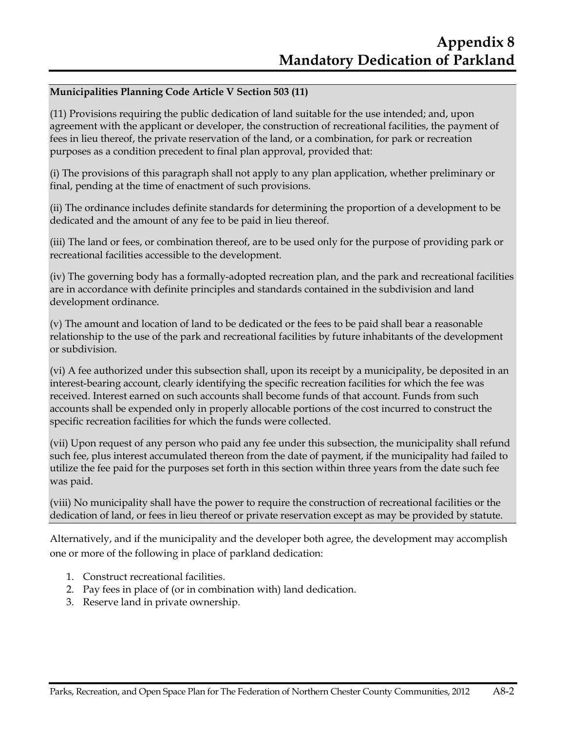# Appendix 8
# Mandatory Dedication of Parkland

**Municipalities Planning Code Article V Section 503 (11)**

(11) Provisions requiring the public dedication of land suitable for the use intended; and, upon agreement with the applicant or developer, the construction of recreational facilities, the payment of fees in lieu thereof, the private reservation of the land, or a combination, for park or recreation purposes as a condition precedent to final plan approval, provided that:

(i) The provisions of this paragraph shall not apply to any plan application, whether preliminary or final, pending at the time of enactment of such provisions.

(ii) The ordinance includes definite standards for determining the proportion of a development to be dedicated and the amount of any fee to be paid in lieu thereof.

(iii) The land or fees, or combination thereof, are to be used only for the purpose of providing park or recreational facilities accessible to the development.

(iv) The governing body has a formally-adopted recreation plan, and the park and recreational facilities are in accordance with definite principles and standards contained in the subdivision and land development ordinance.

(v) The amount and location of land to be dedicated or the fees to be paid shall bear a reasonable relationship to the use of the park and recreational facilities by future inhabitants of the development or subdivision.

(vi) A fee authorized under this subsection shall, upon its receipt by a municipality, be deposited in an interest-bearing account, clearly identifying the specific recreation facilities for which the fee was received. Interest earned on such accounts shall become funds of that account. Funds from such accounts shall be expended only in properly allocable portions of the cost incurred to construct the specific recreation facilities for which the funds were collected.

(vii) Upon request of any person who paid any fee under this subsection, the municipality shall refund such fee, plus interest accumulated thereon from the date of payment, if the municipality had failed to utilize the fee paid for the purposes set forth in this section within three years from the date such fee was paid.

(viii) No municipality shall have the power to require the construction of recreational facilities or the dedication of land, or fees in lieu thereof or private reservation except as may be provided by statute.

Alternatively, and if the municipality and the developer both agree, the development may accomplish one or more of the following in place of parkland dedication:

1. Construct recreational facilities.
2. Pay fees in place of (or in combination with) land dedication.
3. Reserve land in private ownership.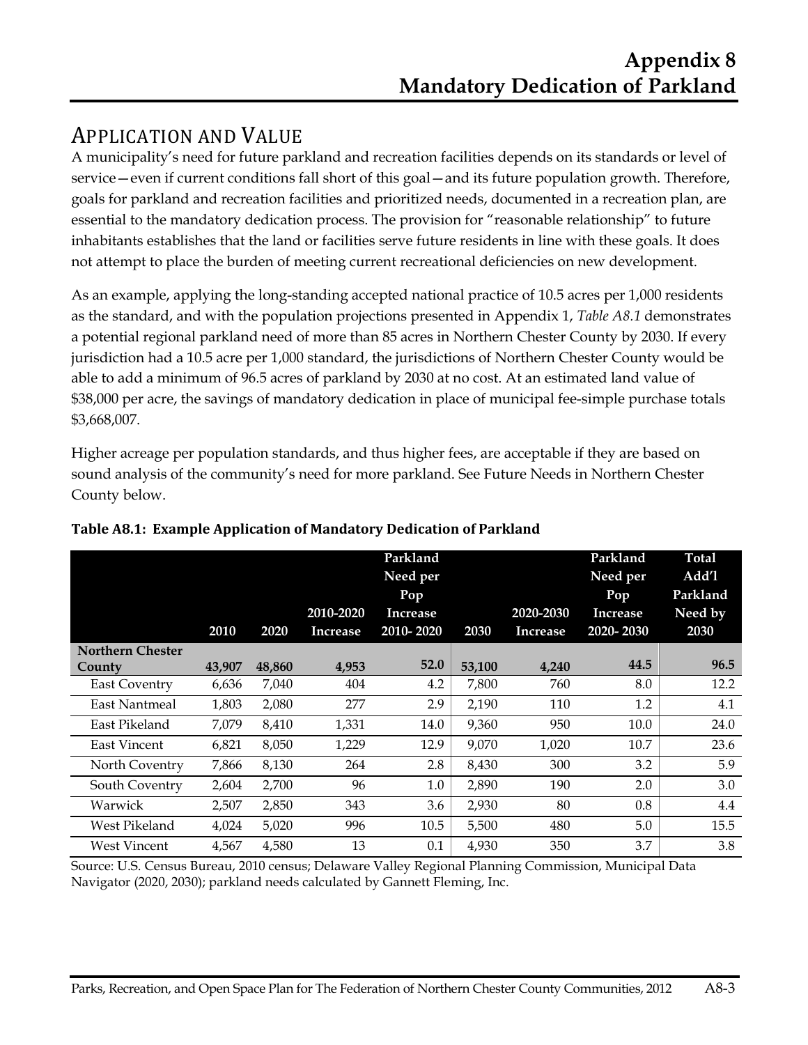# Appendix 8
# Mandatory Dedication of Parkland

## APPLICATION AND VALUE

A municipality's need for future parkland and recreation facilities depends on its standards or level of service—even if current conditions fall short of this goal—and its future population growth. Therefore, goals for parkland and recreation facilities and prioritized needs, documented in a recreation plan, are essential to the mandatory dedication process. The provision for "reasonable relationship" to future inhabitants establishes that the land or facilities serve future residents in line with these goals. It does not attempt to place the burden of meeting current recreational deficiencies on new development.

As an example, applying the long-standing accepted national practice of 10.5 acres per 1,000 residents as the standard, and with the population projections presented in Appendix 1, *Table A8.1* demonstrates a potential regional parkland need of more than 85 acres in Northern Chester County by 2030. If every jurisdiction had a 10.5 acre per 1,000 standard, the jurisdictions of Northern Chester County would be able to add a minimum of 96.5 acres of parkland by 2030 at no cost. At an estimated land value of $38,000 per acre, the savings of mandatory dedication in place of municipal fee-simple purchase totals $3,668,007.

Higher acreage per population standards, and thus higher fees, are acceptable if they are based on sound analysis of the community's need for more parkland. See Future Needs in Northern Chester County below.

**Table A8.1: Example Application of Mandatory Dedication of Parkland**

| | 2010 | 2020 | 2010-2020 Increase | Parkland Need per Pop Increase 2010- 2020 | 2030 | 2020-2030 Increase | Parkland Need per Pop Increase 2020- 2030 | Total Add'l Parkland Need by 2030 |
|---|---|---|---|---|---|---|---|---|
| **Northern Chester County** | **43,907** | **48,860** | **4,953** | **52.0** | **53,100** | **4,240** | **44.5** | **96.5** |
| East Coventry | 6,636 | 7,040 | 404 | 4.2 | 7,800 | 760 | 8.0 | 12.2 |
| East Nantmeal | 1,803 | 2,080 | 277 | 2.9 | 2,190 | 110 | 1.2 | 4.1 |
| East Pikeland | 7,079 | 8,410 | 1,331 | 14.0 | 9,360 | 950 | 10.0 | 24.0 |
| East Vincent | 6,821 | 8,050 | 1,229 | 12.9 | 9,070 | 1,020 | 10.7 | 23.6 |
| North Coventry | 7,866 | 8,130 | 264 | 2.8 | 8,430 | 300 | 3.2 | 5.9 |
| South Coventry | 2,604 | 2,700 | 96 | 1.0 | 2,890 | 190 | 2.0 | 3.0 |
| Warwick | 2,507 | 2,850 | 343 | 3.6 | 2,930 | 80 | 0.8 | 4.4 |
| West Pikeland | 4,024 | 5,020 | 996 | 10.5 | 5,500 | 480 | 5.0 | 15.5 |
| West Vincent | 4,567 | 4,580 | 13 | 0.1 | 4,930 | 350 | 3.7 | 3.8 |

Source: U.S. Census Bureau, 2010 census; Delaware Valley Regional Planning Commission, Municipal Data Navigator (2020, 2030); parkland needs calculated by Gannett Fleming, Inc.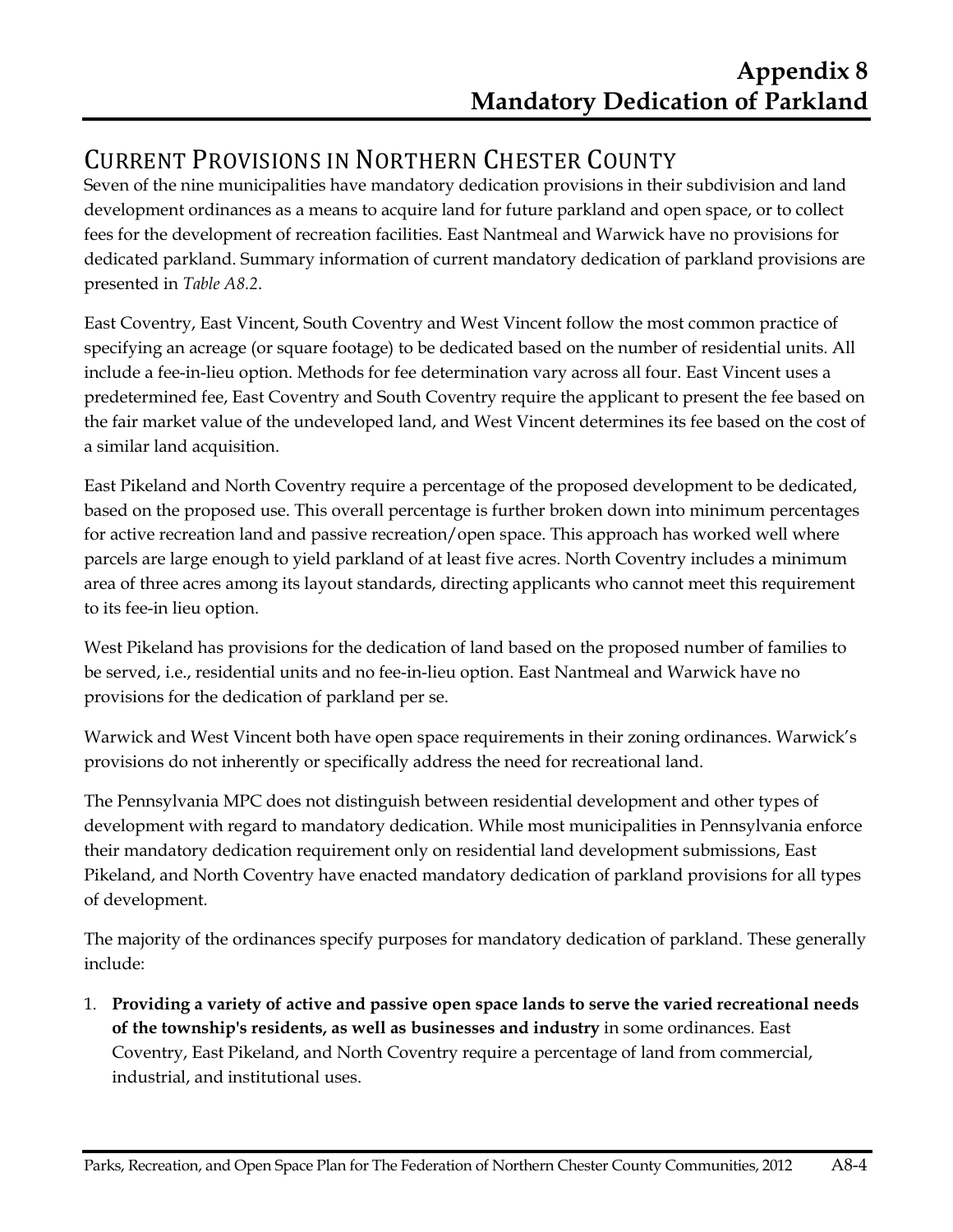# Appendix 8
# Mandatory Dedication of Parkland

## Current Provisions in Northern Chester County

Seven of the nine municipalities have mandatory dedication provisions in their subdivision and land development ordinances as a means to acquire land for future parkland and open space, or to collect fees for the development of recreation facilities. East Nantmeal and Warwick have no provisions for dedicated parkland. Summary information of current mandatory dedication of parkland provisions are presented in *Table A8.2*.

East Coventry, East Vincent, South Coventry and West Vincent follow the most common practice of specifying an acreage (or square footage) to be dedicated based on the number of residential units. All include a fee-in-lieu option. Methods for fee determination vary across all four. East Vincent uses a predetermined fee, East Coventry and South Coventry require the applicant to present the fee based on the fair market value of the undeveloped land, and West Vincent determines its fee based on the cost of a similar land acquisition.

East Pikeland and North Coventry require a percentage of the proposed development to be dedicated, based on the proposed use. This overall percentage is further broken down into minimum percentages for active recreation land and passive recreation/open space. This approach has worked well where parcels are large enough to yield parkland of at least five acres. North Coventry includes a minimum area of three acres among its layout standards, directing applicants who cannot meet this requirement to its fee-in lieu option.

West Pikeland has provisions for the dedication of land based on the proposed number of families to be served, i.e., residential units and no fee-in-lieu option. East Nantmeal and Warwick have no provisions for the dedication of parkland per se.

Warwick and West Vincent both have open space requirements in their zoning ordinances. Warwick's provisions do not inherently or specifically address the need for recreational land.

The Pennsylvania MPC does not distinguish between residential development and other types of development with regard to mandatory dedication. While most municipalities in Pennsylvania enforce their mandatory dedication requirement only on residential land development submissions, East Pikeland, and North Coventry have enacted mandatory dedication of parkland provisions for all types of development.

The majority of the ordinances specify purposes for mandatory dedication of parkland. These generally include:

1. **Providing a variety of active and passive open space lands to serve the varied recreational needs of the township's residents, as well as businesses and industry** in some ordinances. East Coventry, East Pikeland, and North Coventry require a percentage of land from commercial, industrial, and institutional uses.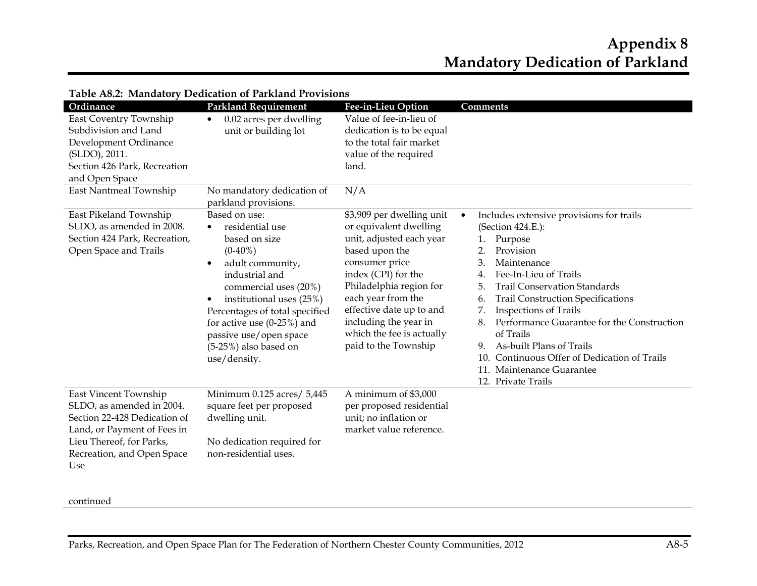# Appendix 8
# Mandatory Dedication of Parkland

**Table A8.2: Mandatory Dedication of Parkland Provisions**

| Ordinance | Parkland Requirement | Fee-in-Lieu Option | Comments |
|---|---|---|---|
| East Coventry Township Subdivision and Land Development Ordinance (SLDO), 2011. Section 426 Park, Recreation and Open Space | • 0.02 acres per dwelling unit or building lot | Value of fee-in-lieu of dedication is to be equal to the total fair market value of the required land. | |
| East Nantmeal Township | No mandatory dedication of parkland provisions. | N/A | |
| East Pikeland Township SLDO, as amended in 2008. Section 424 Park, Recreation, Open Space and Trails | Based on use: • residential use based on size (0-40%) • adult community, industrial and commercial uses (20%) • institutional uses (25%) Percentages of total specified for active use (0-25%) and passive use/open space (5-25%) also based on use/density. | $3,909 per dwelling unit or equivalent dwelling unit, adjusted each year based upon the consumer price index (CPI) for the Philadelphia region for each year from the effective date up to and including the year in which the fee is actually paid to the Township | • Includes extensive provisions for trails (Section 424.E.): 1. Purpose 2. Provision 3. Maintenance 4. Fee-In-Lieu of Trails 5. Trail Conservation Standards 6. Trail Construction Specifications 7. Inspections of Trails 8. Performance Guarantee for the Construction of Trails 9. As-built Plans of Trails 10. Continuous Offer of Dedication of Trails 11. Maintenance Guarantee 12. Private Trails |
| East Vincent Township SLDO, as amended in 2004. Section 22-428 Dedication of Land, or Payment of Fees in Lieu Thereof, for Parks, Recreation, and Open Space Use | Minimum 0.125 acres/ 5,445 square feet per proposed dwelling unit. No dedication required for non-residential uses. | A minimum of $3,000 per proposed residential unit; no inflation or market value reference. | |

continued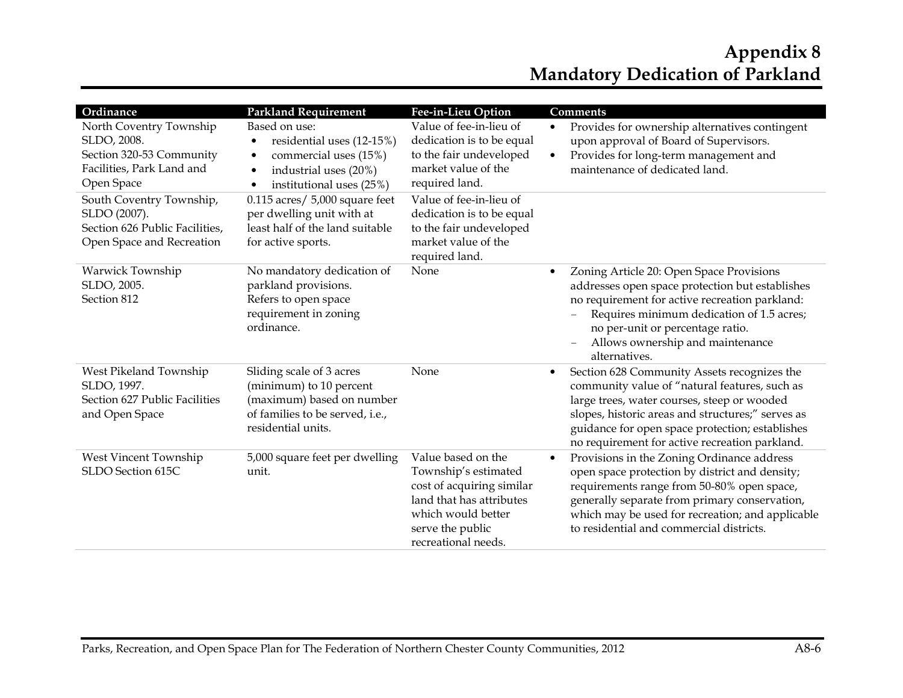# Appendix 8
# Mandatory Dedication of Parkland

| Ordinance | Parkland Requirement | Fee-in-Lieu Option | Comments |
|---|---|---|---|
| North Coventry Township SLDO, 2008. Section 320-53 Community Facilities, Park Land and Open Space | Based on use:<br>• residential uses (12-15%)<br>• commercial uses (15%)<br>• industrial uses (20%)<br>• institutional uses (25%) | Value of fee-in-lieu of dedication is to be equal to the fair undeveloped market value of the required land. | • Provides for ownership alternatives contingent upon approval of Board of Supervisors.<br>• Provides for long-term management and maintenance of dedicated land. |
| South Coventry Township, SLDO (2007). Section 626 Public Facilities, Open Space and Recreation | 0.115 acres/ 5,000 square feet per dwelling unit with at least half of the land suitable for active sports. | Value of fee-in-lieu of dedication is to be equal to the fair undeveloped market value of the required land. | |
| Warwick Township SLDO, 2005. Section 812 | No mandatory dedication of parkland provisions. Refers to open space requirement in zoning ordinance. | None | • Zoning Article 20: Open Space Provisions addresses open space protection but establishes no requirement for active recreation parkland:<br>– Requires minimum dedication of 1.5 acres; no per-unit or percentage ratio.<br>– Allows ownership and maintenance alternatives. |
| West Pikeland Township SLDO, 1997. Section 627 Public Facilities and Open Space | Sliding scale of 3 acres (minimum) to 10 percent (maximum) based on number of families to be served, i.e., residential units. | None | • Section 628 Community Assets recognizes the community value of "natural features, such as large trees, water courses, steep or wooded slopes, historic areas and structures;" serves as guidance for open space protection; establishes no requirement for active recreation parkland. |
| West Vincent Township SLDO Section 615C | 5,000 square feet per dwelling unit. | Value based on the Township's estimated cost of acquiring similar land that has attributes which would better serve the public recreational needs. | • Provisions in the Zoning Ordinance address open space protection by district and density; requirements range from 50-80% open space, generally separate from primary conservation, which may be used for recreation; and applicable to residential and commercial districts. |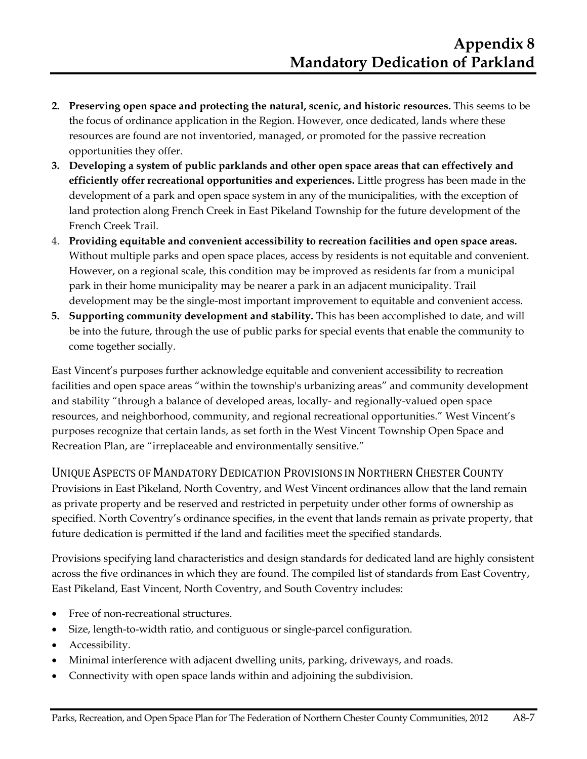2. **Preserving open space and protecting the natural, scenic, and historic resources.** This seems to be the focus of ordinance application in the Region. However, once dedicated, lands where these resources are found are not inventoried, managed, or promoted for the passive recreation opportunities they offer.
3. **Developing a system of public parklands and other open space areas that can effectively and efficiently offer recreational opportunities and experiences.** Little progress has been made in the development of a park and open space system in any of the municipalities, with the exception of land protection along French Creek in East Pikeland Township for the future development of the French Creek Trail.
4. **Providing equitable and convenient accessibility to recreation facilities and open space areas.** Without multiple parks and open space places, access by residents is not equitable and convenient. However, on a regional scale, this condition may be improved as residents far from a municipal park in their home municipality may be nearer a park in an adjacent municipality. Trail development may be the single-most important improvement to equitable and convenient access.
5. **Supporting community development and stability.** This has been accomplished to date, and will be into the future, through the use of public parks for special events that enable the community to come together socially.

East Vincent's purposes further acknowledge equitable and convenient accessibility to recreation facilities and open space areas "within the township's urbanizing areas" and community development and stability "through a balance of developed areas, locally- and regionally-valued open space resources, and neighborhood, community, and regional recreational opportunities." West Vincent's purposes recognize that certain lands, as set forth in the West Vincent Township Open Space and Recreation Plan, are "irreplaceable and environmentally sensitive."

## Unique Aspects of Mandatory Dedication Provisions in Northern Chester County

Provisions in East Pikeland, North Coventry, and West Vincent ordinances allow that the land remain as private property and be reserved and restricted in perpetuity under other forms of ownership as specified. North Coventry's ordinance specifies, in the event that lands remain as private property, that future dedication is permitted if the land and facilities meet the specified standards.

Provisions specifying land characteristics and design standards for dedicated land are highly consistent across the five ordinances in which they are found. The compiled list of standards from East Coventry, East Pikeland, East Vincent, North Coventry, and South Coventry includes:

- Free of non-recreational structures.
- Size, length-to-width ratio, and contiguous or single-parcel configuration.
- Accessibility.
- Minimal interference with adjacent dwelling units, parking, driveways, and roads.
- Connectivity with open space lands within and adjoining the subdivision.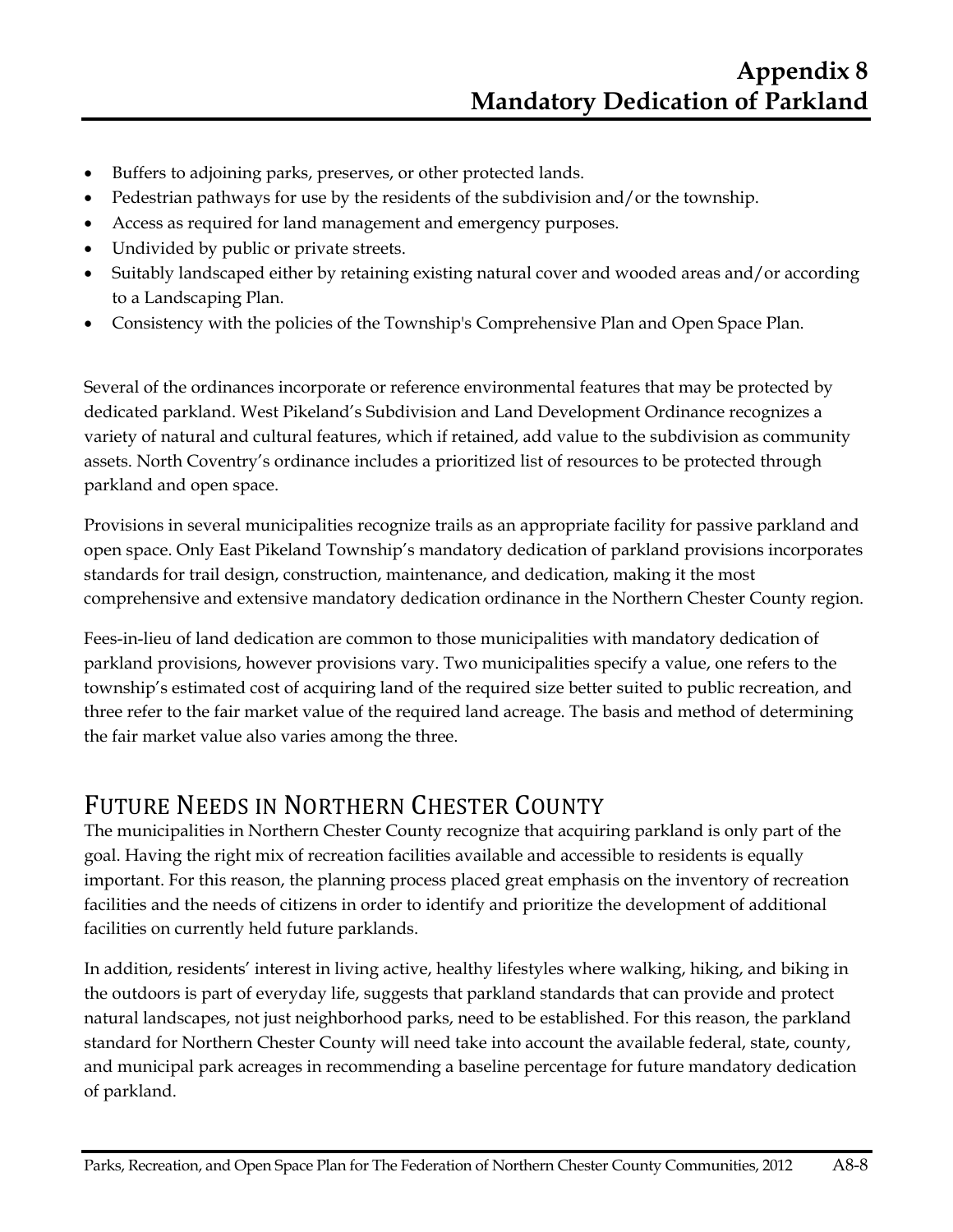- Buffers to adjoining parks, preserves, or other protected lands.
- Pedestrian pathways for use by the residents of the subdivision and/or the township.
- Access as required for land management and emergency purposes.
- Undivided by public or private streets.
- Suitably landscaped either by retaining existing natural cover and wooded areas and/or according to a Landscaping Plan.
- Consistency with the policies of the Township's Comprehensive Plan and Open Space Plan.

Several of the ordinances incorporate or reference environmental features that may be protected by dedicated parkland. West Pikeland's Subdivision and Land Development Ordinance recognizes a variety of natural and cultural features, which if retained, add value to the subdivision as community assets. North Coventry's ordinance includes a prioritized list of resources to be protected through parkland and open space.

Provisions in several municipalities recognize trails as an appropriate facility for passive parkland and open space. Only East Pikeland Township's mandatory dedication of parkland provisions incorporates standards for trail design, construction, maintenance, and dedication, making it the most comprehensive and extensive mandatory dedication ordinance in the Northern Chester County region.

Fees-in-lieu of land dedication are common to those municipalities with mandatory dedication of parkland provisions, however provisions vary. Two municipalities specify a value, one refers to the township's estimated cost of acquiring land of the required size better suited to public recreation, and three refer to the fair market value of the required land acreage. The basis and method of determining the fair market value also varies among the three.

## Future Needs in Northern Chester County

The municipalities in Northern Chester County recognize that acquiring parkland is only part of the goal. Having the right mix of recreation facilities available and accessible to residents is equally important. For this reason, the planning process placed great emphasis on the inventory of recreation facilities and the needs of citizens in order to identify and prioritize the development of additional facilities on currently held future parklands.

In addition, residents' interest in living active, healthy lifestyles where walking, hiking, and biking in the outdoors is part of everyday life, suggests that parkland standards that can provide and protect natural landscapes, not just neighborhood parks, need to be established. For this reason, the parkland standard for Northern Chester County will need take into account the available federal, state, county, and municipal park acreages in recommending a baseline percentage for future mandatory dedication of parkland.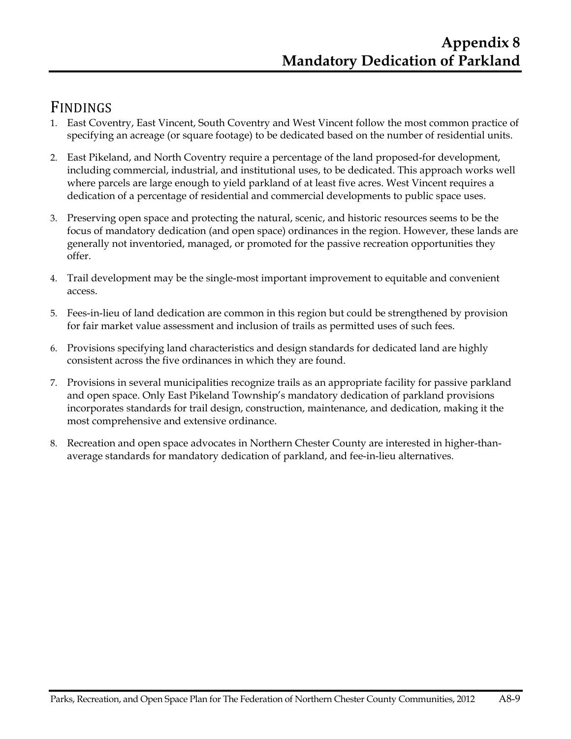# Appendix 8
# Mandatory Dedication of Parkland

## FINDINGS

1. East Coventry, East Vincent, South Coventry and West Vincent follow the most common practice of specifying an acreage (or square footage) to be dedicated based on the number of residential units.

2. East Pikeland, and North Coventry require a percentage of the land proposed-for development, including commercial, industrial, and institutional uses, to be dedicated. This approach works well where parcels are large enough to yield parkland of at least five acres. West Vincent requires a dedication of a percentage of residential and commercial developments to public space uses.

3. Preserving open space and protecting the natural, scenic, and historic resources seems to be the focus of mandatory dedication (and open space) ordinances in the region. However, these lands are generally not inventoried, managed, or promoted for the passive recreation opportunities they offer.

4. Trail development may be the single-most important improvement to equitable and convenient access.

5. Fees-in-lieu of land dedication are common in this region but could be strengthened by provision for fair market value assessment and inclusion of trails as permitted uses of such fees.

6. Provisions specifying land characteristics and design standards for dedicated land are highly consistent across the five ordinances in which they are found.

7. Provisions in several municipalities recognize trails as an appropriate facility for passive parkland and open space. Only East Pikeland Township's mandatory dedication of parkland provisions incorporates standards for trail design, construction, maintenance, and dedication, making it the most comprehensive and extensive ordinance.

8. Recreation and open space advocates in Northern Chester County are interested in higher-than-average standards for mandatory dedication of parkland, and fee-in-lieu alternatives.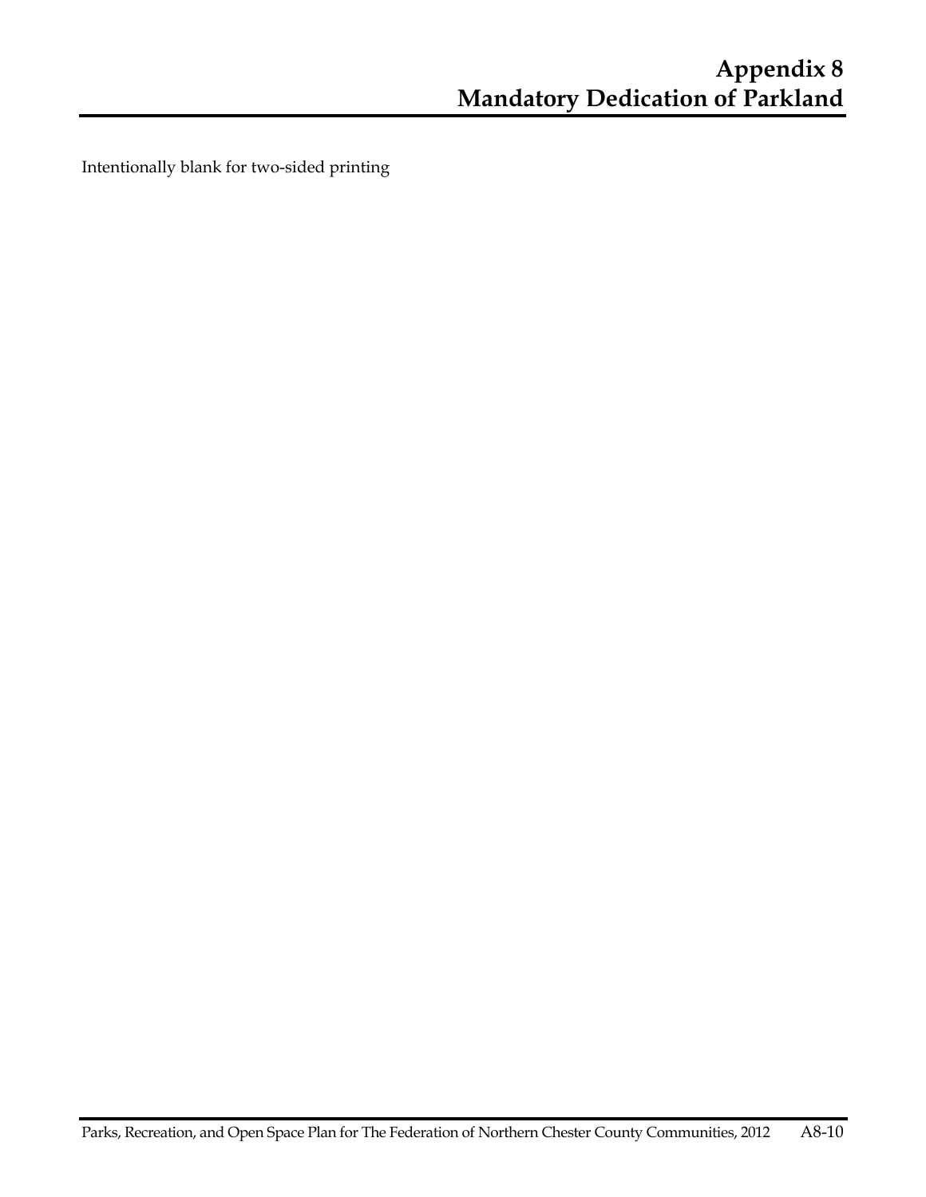# Appendix 8
# Mandatory Dedication of Parkland

Intentionally blank for two-sided printing